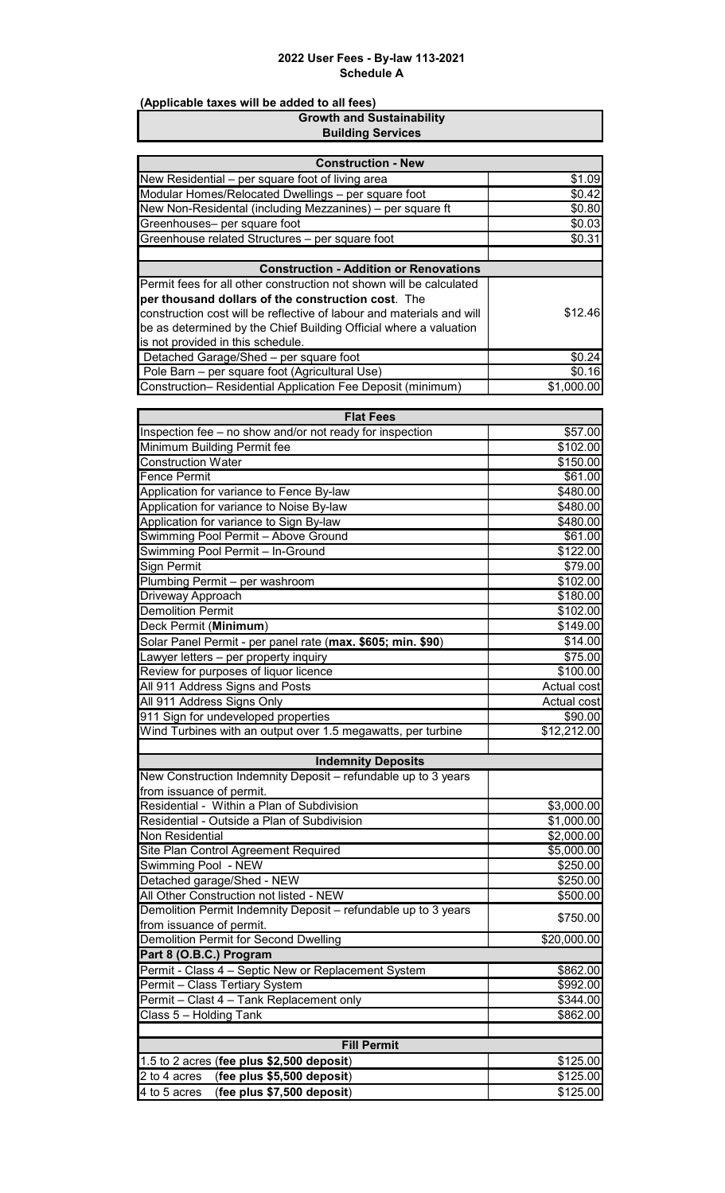# 2022 User Fees - By-law 113-2021
## Schedule A

**(Applicable taxes will be added to all fees)**

### Growth and Sustainability
### Building Services

| Construction - New | |
|---|---|
| New Residential – per square foot of living area | $1.09 |
| Modular Homes/Relocated Dwellings – per square foot | $0.42 |
| New Non-Residental (including Mezzanines) – per square ft | $0.80 |
| Greenhouses– per square foot | $0.03 |
| Greenhouse related Structures – per square foot | $0.31 |
| | |
| **Construction - Addition or Renovations** | |
| Permit fees for all other construction not shown will be calculated **per thousand dollars of the construction cost**. The construction cost will be reflective of labour and materials and will be as determined by the Chief Building Official where a valuation is not provided in this schedule. | $12.46 |
| Detached Garage/Shed – per square foot | $0.24 |
| Pole Barn – per square foot (Agricultural Use) | $0.16 |
| Construction– Residential Application Fee Deposit (minimum) | $1,000.00 |

| Flat Fees | |
|---|---|
| Inspection fee – no show and/or not ready for inspection | $57.00 |
| Minimum Building Permit fee | $102.00 |
| Construction Water | $150.00 |
| Fence Permit | $61.00 |
| Application for variance to Fence By-law | $480.00 |
| Application for variance to Noise By-law | $480.00 |
| Application for variance to Sign By-law | $480.00 |
| Swimming Pool Permit – Above Ground | $61.00 |
| Swimming Pool Permit – In-Ground | $122.00 |
| Sign Permit | $79.00 |
| Plumbing Permit – per washroom | $102.00 |
| Driveway Approach | $180.00 |
| Demolition Permit | $102.00 |
| Deck Permit (**Minimum**) | $149.00 |
| Solar Panel Permit - per panel rate (**max. $605; min. $90**) | $14.00 |
| Lawyer letters – per property inquiry | $75.00 |
| Review for purposes of liquor licence | $100.00 |
| All 911 Address Signs and Posts | Actual cost |
| All 911 Address Signs Only | Actual cost |
| 911 Sign for undeveloped properties | $90.00 |
| Wind Turbines with an output over 1.5 megawatts, per turbine | $12,212.00 |
| | |
| **Indemnity Deposits** | |
| New Construction Indemnity Deposit – refundable up to 3 years from issuance of permit. | |
| Residential - Within a Plan of Subdivision | $3,000.00 |
| Residential - Outside a Plan of Subdivision | $1,000.00 |
| Non Residential | $2,000.00 |
| Site Plan Control Agreement Required | $5,000.00 |
| Swimming Pool - NEW | $250.00 |
| Detached garage/Shed - NEW | $250.00 |
| All Other Construction not listed - NEW | $500.00 |
| Demolition Permit Indemnity Deposit – refundable up to 3 years from issuance of permit. | $750.00 |
| Demolition Permit for Second Dwelling | $20,000.00 |
| **Part 8 (O.B.C.) Program** | |
| Permit - Class 4 – Septic New or Replacement System | $862.00 |
| Permit – Class Tertiary System | $992.00 |
| Permit – Clast 4 – Tank Replacement only | $344.00 |
| Class 5 – Holding Tank | $862.00 |
| | |
| **Fill Permit** | |
| 1.5 to 2 acres (**fee plus $2,500 deposit**) | $125.00 |
| 2 to 4 acres (**fee plus $5,500 deposit**) | $125.00 |
| 4 to 5 acres (**fee plus $7,500 deposit**) | $125.00 |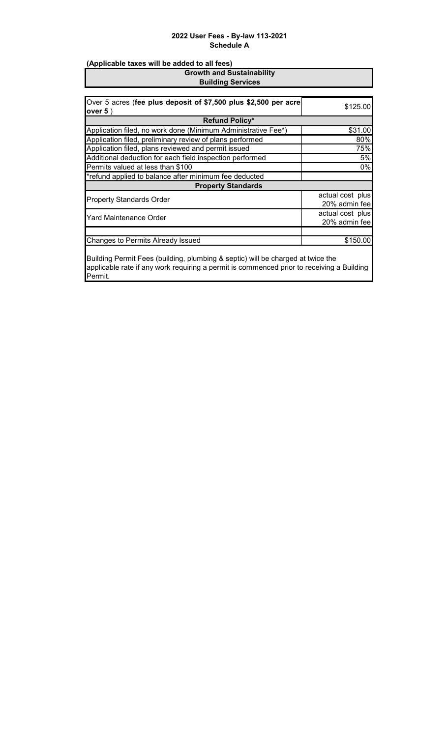**2022 User Fees - By-law 113-2021**
**Schedule A**

**(Applicable taxes will be added to all fees)**

| Growth and Sustainability<br>Building Services | |
|---|---|
| Over 5 acres (**fee plus deposit of $7,500 plus $2,500 per acre over 5** ) | $125.00 |
| **Refund Policy*** | |
| Application filed, no work done (Minimum Administrative Fee*) | $31.00 |
| Application filed, preliminary review of plans performed | 80% |
| Application filed, plans reviewed and permit issued | 75% |
| Additional deduction for each field inspection performed | 5% |
| Permits valued at less than $100 | 0% |
| *refund applied to balance after minimum fee deducted | |
| **Property Standards** | |
| Property Standards Order | actual cost plus 20% admin fee |
| Yard Maintenance Order | actual cost plus 20% admin fee |
| | |
| Changes to Permits Already Issued | $150.00 |

Building Permit Fees (building, plumbing & septic) will be charged at twice the applicable rate if any work requiring a permit is commenced prior to receiving a Building Permit.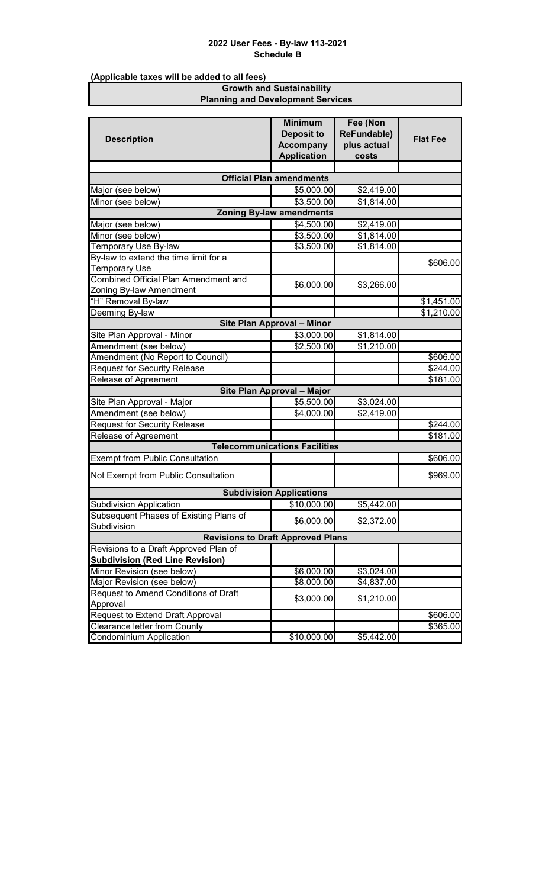**2022 User Fees - By-law 113-2021**
**Schedule B**

**(Applicable taxes will be added to all fees)**

**Growth and Sustainability**
**Planning and Development Services**

| Description | Minimum Deposit to Accompany Application | Fee (Non ReFundable) plus actual costs | Flat Fee |
|---|---|---|---|
| **Official Plan amendments** | | | |
| Major (see below) | $5,000.00 | $2,419.00 | |
| Minor (see below) | $3,500.00 | $1,814.00 | |
| **Zoning By-law amendments** | | | |
| Major (see below) | $4,500.00 | $2,419.00 | |
| Minor (see below) | $3,500.00 | $1,814.00 | |
| Temporary Use By-law | $3,500.00 | $1,814.00 | |
| By-law to extend the time limit for a Temporary Use | | | $606.00 |
| Combined Official Plan Amendment and Zoning By-law Amendment | $6,000.00 | $3,266.00 | |
| "H" Removal By-law | | | $1,451.00 |
| Deeming By-law | | | $1,210.00 |
| **Site Plan Approval – Minor** | | | |
| Site Plan Approval - Minor | $3,000.00 | $1,814.00 | |
| Amendment (see below) | $2,500.00 | $1,210.00 | |
| Amendment (No Report to Council) | | | $606.00 |
| Request for Security Release | | | $244.00 |
| Release of Agreement | | | $181.00 |
| **Site Plan Approval – Major** | | | |
| Site Plan Approval - Major | $5,500.00 | $3,024.00 | |
| Amendment (see below) | $4,000.00 | $2,419.00 | |
| Request for Security Release | | | $244.00 |
| Release of Agreement | | | $181.00 |
| **Telecommunications Facilities** | | | |
| Exempt from Public Consultation | | | $606.00 |
| Not Exempt from Public Consultation | | | $969.00 |
| **Subdivision Applications** | | | |
| Subdivision Application | $10,000.00 | $5,442.00 | |
| Subsequent Phases of Existing Plans of Subdivision | $6,000.00 | $2,372.00 | |
| **Revisions to Draft Approved Plans** | | | |
| Revisions to a Draft Approved Plan of **Subdivision (Red Line Revision)** | | | |
| Minor Revision (see below) | $6,000.00 | $3,024.00 | |
| Major Revision (see below) | $8,000.00 | $4,837.00 | |
| Request to Amend Conditions of Draft Approval | $3,000.00 | $1,210.00 | |
| Request to Extend Draft Approval | | | $606.00 |
| Clearance letter from County | | | $365.00 |
| Condominium Application | $10,000.00 | $5,442.00 | |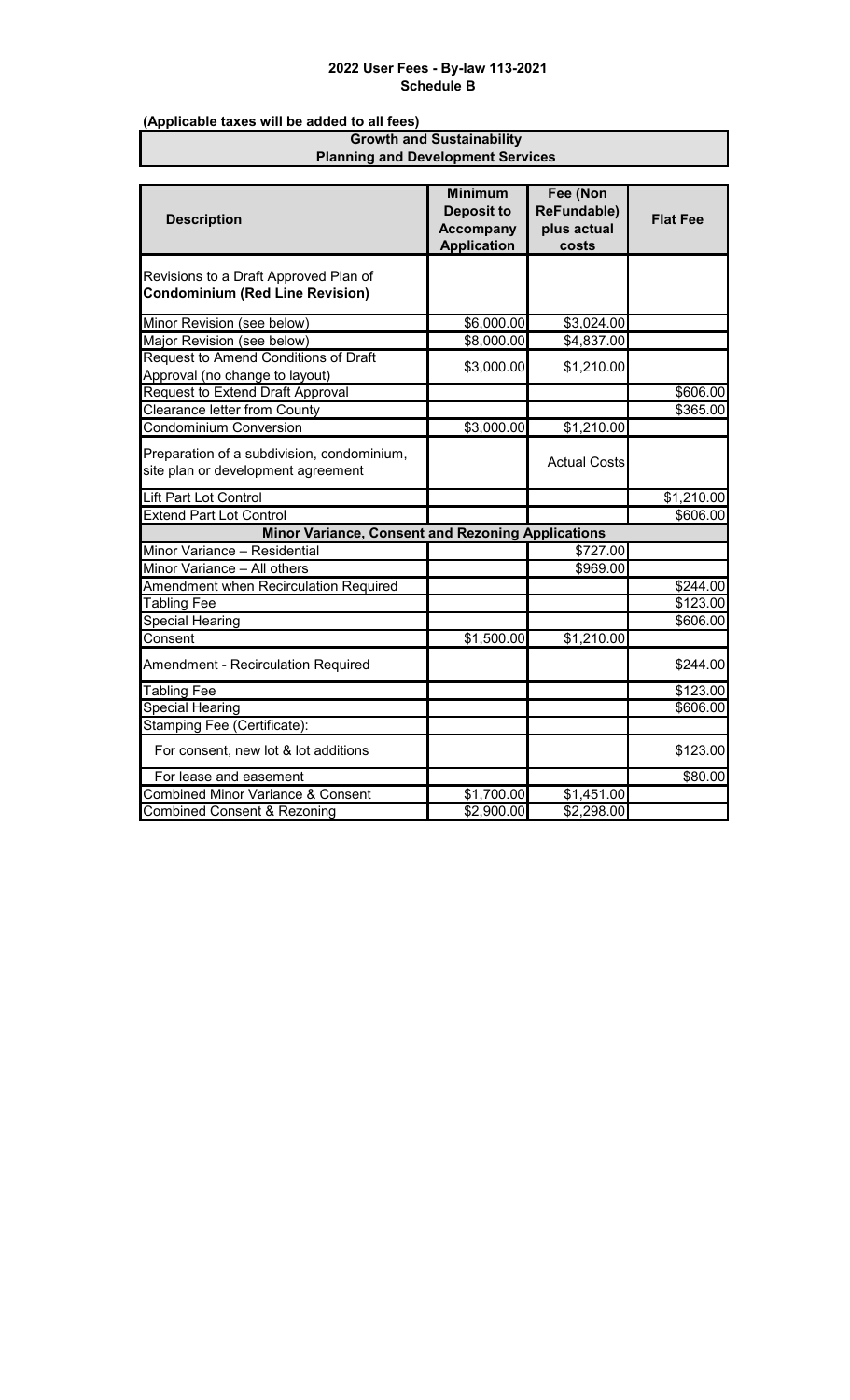**2022 User Fees - By-law 113-2021**
**Schedule B**

**(Applicable taxes will be added to all fees)**

**Growth and Sustainability**
**Planning and Development Services**

| Description | Minimum Deposit to Accompany Application | Fee (Non ReFundable) plus actual costs | Flat Fee |
|---|---|---|---|
| Revisions to a Draft Approved Plan of **Condominium (Red Line Revision)** | | | |
| Minor Revision (see below) | \$6,000.00 | \$3,024.00 | |
| Major Revision (see below) | \$8,000.00 | \$4,837.00 | |
| Request to Amend Conditions of Draft Approval (no change to layout) | \$3,000.00 | \$1,210.00 | |
| Request to Extend Draft Approval | | | \$606.00 |
| Clearance letter from County | | | \$365.00 |
| Condominium Conversion | \$3,000.00 | \$1,210.00 | |
| Preparation of a subdivision, condominium, site plan or development agreement | | Actual Costs | |
| Lift Part Lot Control | | | \$1,210.00 |
| Extend Part Lot Control | | | \$606.00 |
| **Minor Variance, Consent and Rezoning Applications** | | | |
| Minor Variance – Residential | | \$727.00 | |
| Minor Variance – All others | | \$969.00 | |
| Amendment when Recirculation Required | | | \$244.00 |
| Tabling Fee | | | \$123.00 |
| Special Hearing | | | \$606.00 |
| Consent | \$1,500.00 | \$1,210.00 | |
| Amendment - Recirculation Required | | | \$244.00 |
| Tabling Fee | | | \$123.00 |
| Special Hearing | | | \$606.00 |
| Stamping Fee (Certificate): | | | |
| For consent, new lot & lot additions | | | \$123.00 |
| For lease and easement | | | \$80.00 |
| Combined Minor Variance & Consent | \$1,700.00 | \$1,451.00 | |
| Combined Consent & Rezoning | \$2,900.00 | \$2,298.00 | |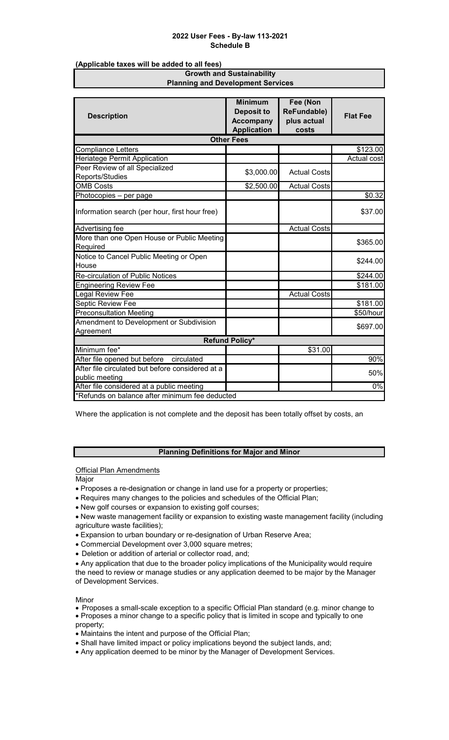**2022 User Fees - By-law 113-2021**
**Schedule B**

**(Applicable taxes will be added to all fees)**

**Growth and Sustainability**
**Planning and Development Services**

| Description | Minimum Deposit to Accompany Application | Fee (Non ReFundable) plus actual costs | Flat Fee |
|---|---|---|---|
| **Other Fees** | | | |
| Compliance Letters | | | $123.00 |
| Heriatege Permit Application | | | Actual cost |
| Peer Review of all Specialized Reports/Studies | $3,000.00 | Actual Costs | |
| OMB Costs | $2,500.00 | Actual Costs | |
| Photocopies – per page | | | $0.32 |
| Information search (per hour, first hour free) | | | $37.00 |
| Advertising fee | | Actual Costs | |
| More than one Open House or Public Meeting Required | | | $365.00 |
| Notice to Cancel Public Meeting or Open House | | | $244.00 |
| Re-circulation of Public Notices | | | $244.00 |
| Engineering Review Fee | | | $181.00 |
| Legal Review Fee | | Actual Costs | |
| Septic Review Fee | | | $181.00 |
| Preconsultation Meeting | | | $50/hour |
| Amendment to Development or Subdivision Agreement | | | $697.00 |
| **Refund Policy*** | | | |
| Minimum fee* | | $31.00 | |
| After file opened but before circulated | | | 90% |
| After file circulated but before considered at a public meeting | | | 50% |
| After file considered at a public meeting | | | 0% |
| *Refunds on balance after minimum fee deducted | | | |

Where the application is not complete and the deposit has been totally offset by costs, an

**Planning Definitions for Major and Minor**

Official Plan Amendments

Major

- Proposes a re-designation or change in land use for a property or properties;
- Requires many changes to the policies and schedules of the Official Plan;
- New golf courses or expansion to existing golf courses;
- New waste management facility or expansion to existing waste management facility (including agriculture waste facilities);
- Expansion to urban boundary or re-designation of Urban Reserve Area;
- Commercial Development over 3,000 square metres;
- Deletion or addition of arterial or collector road, and;
- Any application that due to the broader policy implications of the Municipality would require the need to review or manage studies or any application deemed to be major by the Manager of Development Services.

Minor

- Proposes a small-scale exception to a specific Official Plan standard (e.g. minor change to
- Proposes a minor change to a specific policy that is limited in scope and typically to one property;
- Maintains the intent and purpose of the Official Plan;
- Shall have limited impact or policy implications beyond the subject lands, and;
- Any application deemed to be minor by the Manager of Development Services.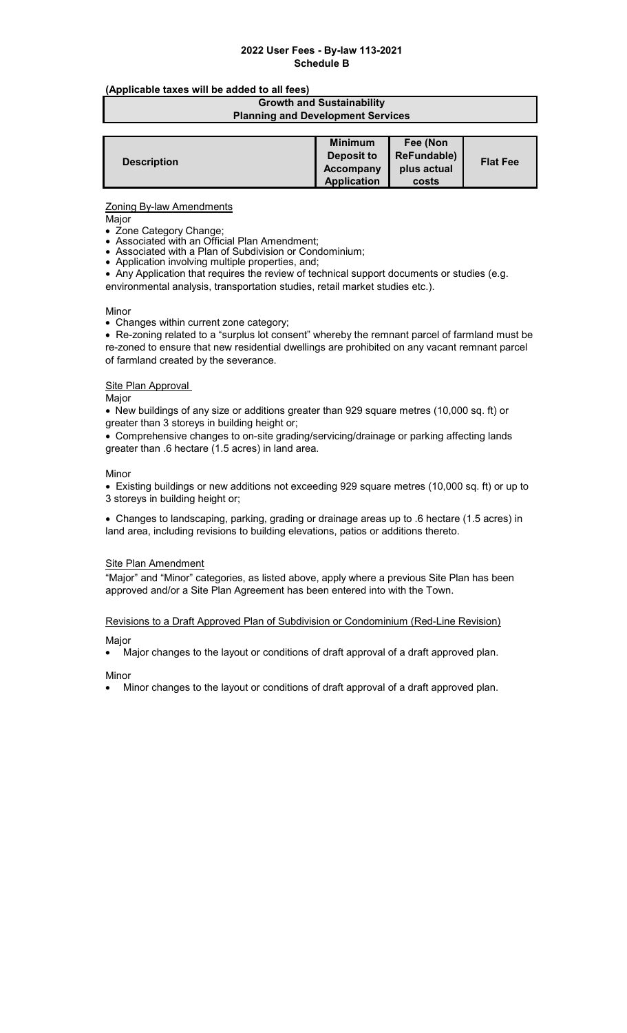**2022 User Fees - By-law 113-2021**
**Schedule B**

**(Applicable taxes will be added to all fees)**

| **Growth and Sustainability** <br> **Planning and Development Services** |
|---|

| **Description** | **Minimum Deposit to Accompany Application** | **Fee (Non ReFundable) plus actual costs** | **Flat Fee** |
|---|---|---|---|

Zoning By-law Amendments

Major

- Zone Category Change;
- Associated with an Official Plan Amendment;
- Associated with a Plan of Subdivision or Condominium;
- Application involving multiple properties, and;
- Any Application that requires the review of technical support documents or studies (e.g. environmental analysis, transportation studies, retail market studies etc.).

Minor

- Changes within current zone category;
- Re-zoning related to a "surplus lot consent" whereby the remnant parcel of farmland must be re-zoned to ensure that new residential dwellings are prohibited on any vacant remnant parcel of farmland created by the severance.

Site Plan Approval

Major

- New buildings of any size or additions greater than 929 square metres (10,000 sq. ft) or greater than 3 storeys in building height or;
- Comprehensive changes to on-site grading/servicing/drainage or parking affecting lands greater than .6 hectare (1.5 acres) in land area.

Minor

- Existing buildings or new additions not exceeding 929 square metres (10,000 sq. ft) or up to 3 storeys in building height or;
- Changes to landscaping, parking, grading or drainage areas up to .6 hectare (1.5 acres) in land area, including revisions to building elevations, patios or additions thereto.

Site Plan Amendment

"Major" and "Minor" categories, as listed above, apply where a previous Site Plan has been approved and/or a Site Plan Agreement has been entered into with the Town.

Revisions to a Draft Approved Plan of Subdivision or Condominium (Red-Line Revision)

Major

- Major changes to the layout or conditions of draft approval of a draft approved plan.

Minor

- Minor changes to the layout or conditions of draft approval of a draft approved plan.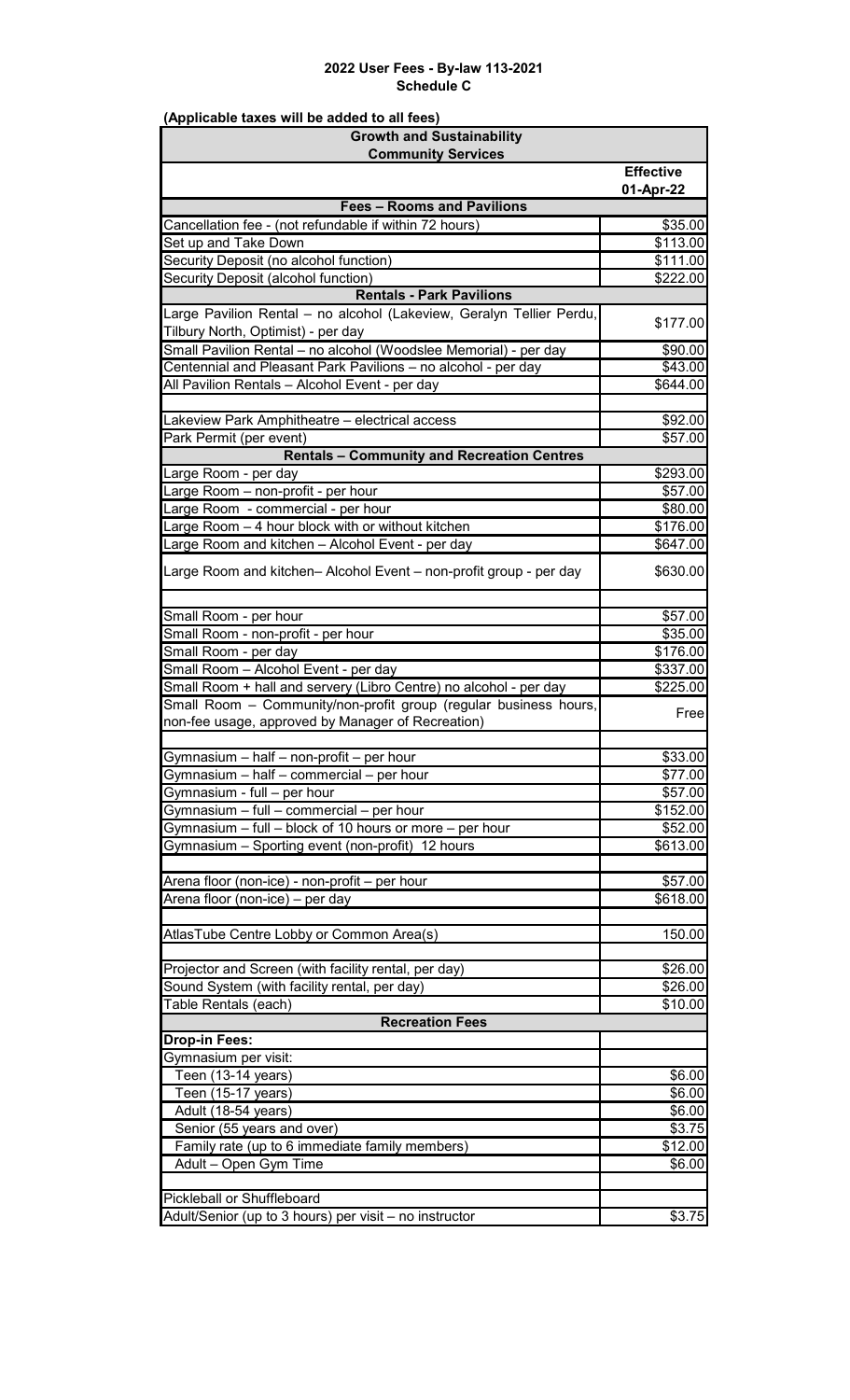**2022 User Fees - By-law 113-2021**
**Schedule C**

**(Applicable taxes will be added to all fees)**

| **Growth and Sustainability Community Services** | |
|---|---|
| | **Effective 01-Apr-22** |
| **Fees – Rooms and Pavilions** | |
| Cancellation fee - (not refundable if within 72 hours) | $35.00 |
| Set up and Take Down | $113.00 |
| Security Deposit (no alcohol function) | $111.00 |
| Security Deposit (alcohol function) | $222.00 |
| **Rentals - Park Pavilions** | |
| Large Pavilion Rental – no alcohol (Lakeview, Geralyn Tellier Perdu, Tilbury North, Optimist) - per day | $177.00 |
| Small Pavilion Rental – no alcohol (Woodslee Memorial) - per day | $90.00 |
| Centennial and Pleasant Park Pavilions – no alcohol - per day | $43.00 |
| All Pavilion Rentals – Alcohol Event - per day | $644.00 |
| | |
| Lakeview Park Amphitheatre – electrical access | $92.00 |
| Park Permit (per event) | $57.00 |
| **Rentals – Community and Recreation Centres** | |
| Large Room - per day | $293.00 |
| Large Room – non-profit - per hour | $57.00 |
| Large Room - commercial - per hour | $80.00 |
| Large Room – 4 hour block with or without kitchen | $176.00 |
| Large Room and kitchen – Alcohol Event - per day | $647.00 |
| Large Room and kitchen– Alcohol Event – non-profit group - per day | $630.00 |
| | |
| Small Room - per hour | $57.00 |
| Small Room - non-profit - per hour | $35.00 |
| Small Room - per day | $176.00 |
| Small Room – Alcohol Event - per day | $337.00 |
| Small Room + hall and servery (Libro Centre) no alcohol - per day | $225.00 |
| Small Room – Community/non-profit group (regular business hours, non-fee usage, approved by Manager of Recreation) | Free |
| | |
| Gymnasium – half – non-profit – per hour | $33.00 |
| Gymnasium – half – commercial – per hour | $77.00 |
| Gymnasium - full – per hour | $57.00 |
| Gymnasium – full – commercial – per hour | $152.00 |
| Gymnasium – full – block of 10 hours or more – per hour | $52.00 |
| Gymnasium – Sporting event (non-profit) 12 hours | $613.00 |
| | |
| Arena floor (non-ice) - non-profit – per hour | $57.00 |
| Arena floor (non-ice) – per day | $618.00 |
| | |
| AtlasTube Centre Lobby or Common Area(s) | 150.00 |
| | |
| Projector and Screen (with facility rental, per day) | $26.00 |
| Sound System (with facility rental, per day) | $26.00 |
| Table Rentals (each) | $10.00 |
| **Recreation Fees** | |
| **Drop-in Fees:** | |
| Gymnasium per visit: | |
| Teen (13-14 years) | $6.00 |
| Teen (15-17 years) | $6.00 |
| Adult (18-54 years) | $6.00 |
| Senior (55 years and over) | $3.75 |
| Family rate (up to 6 immediate family members) | $12.00 |
| Adult – Open Gym Time | $6.00 |
| | |
| Pickleball or Shuffleboard | |
| Adult/Senior (up to 3 hours) per visit – no instructor | $3.75 |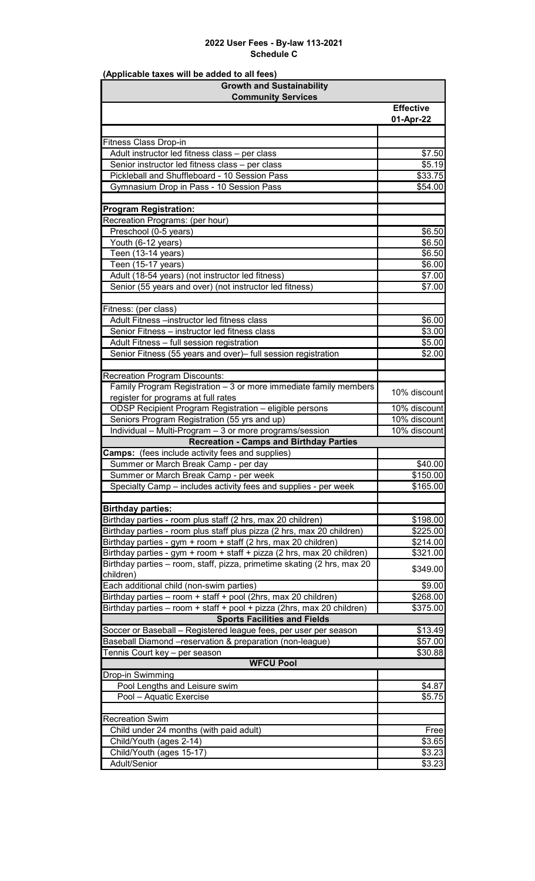# 2022 User Fees - By-law 113-2021
## Schedule C

**(Applicable taxes will be added to all fees)**

| Growth and Sustainability<br>Community Services | |
|---|---|
| | **Effective 01-Apr-22** |
| Fitness Class Drop-in | |
| Adult instructor led fitness class – per class | $7.50 |
| Senior instructor led fitness class – per class | $5.19 |
| Pickleball and Shuffleboard - 10 Session Pass | $33.75 |
| Gymnasium Drop in Pass - 10 Session Pass | $54.00 |
| **Program Registration:** | |
| Recreation Programs: (per hour) | |
| Preschool (0-5 years) | $6.50 |
| Youth (6-12 years) | $6.50 |
| Teen (13-14 years) | $6.50 |
| Teen (15-17 years) | $6.00 |
| Adult (18-54 years) (not instructor led fitness) | $7.00 |
| Senior (55 years and over) (not instructor led fitness) | $7.00 |
| Fitness: (per class) | |
| Adult Fitness –instructor led fitness class | $6.00 |
| Senior Fitness – instructor led fitness class | $3.00 |
| Adult Fitness – full session registration | $5.00 |
| Senior Fitness (55 years and over)– full session registration | $2.00 |
| Recreation Program Discounts: | |
| Family Program Registration – 3 or more immediate family members register for programs at full rates | 10% discount |
| ODSP Recipient Program Registration – eligible persons | 10% discount |
| Seniors Program Registration (55 yrs and up) | 10% discount |
| Individual – Multi-Program – 3 or more programs/session | 10% discount |
| **Recreation - Camps and Birthday Parties** | |
| **Camps:** (fees include activity fees and supplies) | |
| Summer or March Break Camp - per day | $40.00 |
| Summer or March Break Camp - per week | $150.00 |
| Specialty Camp – includes activity fees and supplies - per week | $165.00 |
| **Birthday parties:** | |
| Birthday parties - room plus staff (2 hrs, max 20 children) | $198.00 |
| Birthday parties - room plus staff plus pizza (2 hrs, max 20 children) | $225.00 |
| Birthday parties - gym + room + staff (2 hrs, max 20 children) | $214.00 |
| Birthday parties - gym + room + staff + pizza (2 hrs, max 20 children) | $321.00 |
| Birthday parties – room, staff, pizza, primetime skating (2 hrs, max 20 children) | $349.00 |
| Each additional child (non-swim parties) | $9.00 |
| Birthday parties – room + staff + pool (2hrs, max 20 children) | $268.00 |
| Birthday parties – room + staff + pool + pizza (2hrs, max 20 children) | $375.00 |
| **Sports Facilities and Fields** | |
| Soccer or Baseball – Registered league fees, per user per season | $13.49 |
| Baseball Diamond –reservation & preparation (non-league) | $57.00 |
| Tennis Court key – per season | $30.88 |
| **WFCU Pool** | |
| Drop-in Swimming | |
| Pool Lengths and Leisure swim | $4.87 |
| Pool – Aquatic Exercise | $5.75 |
| Recreation Swim | |
| Child under 24 months (with paid adult) | Free |
| Child/Youth (ages 2-14) | $3.65 |
| Child/Youth (ages 15-17) | $3.23 |
| Adult/Senior | $3.23 |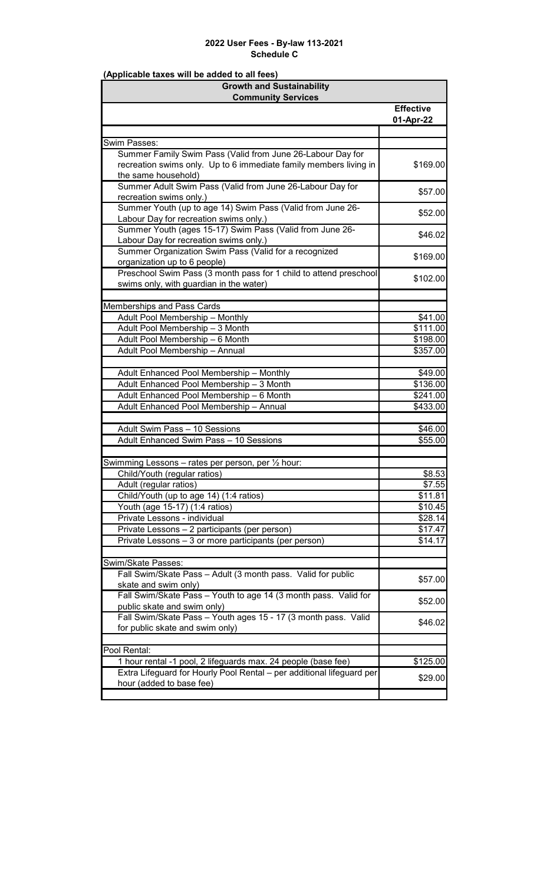**2022 User Fees - By-law 113-2021**
**Schedule C**

**(Applicable taxes will be added to all fees)**

| Growth and Sustainability<br>Community Services | |
|---|---|
| | **Effective 01-Apr-22** |
| | |
| Swim Passes: | |
| Summer Family Swim Pass (Valid from June 26-Labour Day for recreation swims only. Up to 6 immediate family members living in the same household) | $169.00 |
| Summer Adult Swim Pass (Valid from June 26-Labour Day for recreation swims only.) | $57.00 |
| Summer Youth (up to age 14) Swim Pass (Valid from June 26-Labour Day for recreation swims only.) | $52.00 |
| Summer Youth (ages 15-17) Swim Pass (Valid from June 26-Labour Day for recreation swims only.) | $46.02 |
| Summer Organization Swim Pass (Valid for a recognized organization up to 6 people) | $169.00 |
| Preschool Swim Pass (3 month pass for 1 child to attend preschool swims only, with guardian in the water) | $102.00 |
| | |
| Memberships and Pass Cards | |
| Adult Pool Membership – Monthly | $41.00 |
| Adult Pool Membership – 3 Month | $111.00 |
| Adult Pool Membership – 6 Month | $198.00 |
| Adult Pool Membership – Annual | $357.00 |
| | |
| Adult Enhanced Pool Membership – Monthly | $49.00 |
| Adult Enhanced Pool Membership – 3 Month | $136.00 |
| Adult Enhanced Pool Membership – 6 Month | $241.00 |
| Adult Enhanced Pool Membership – Annual | $433.00 |
| | |
| Adult Swim Pass – 10 Sessions | $46.00 |
| Adult Enhanced Swim Pass – 10 Sessions | $55.00 |
| | |
| Swimming Lessons – rates per person, per ½ hour: | |
| Child/Youth (regular ratios) | $8.53 |
| Adult (regular ratios) | $7.55 |
| Child/Youth (up to age 14) (1:4 ratios) | $11.81 |
| Youth (age 15-17) (1:4 ratios) | $10.45 |
| Private Lessons - individual | $28.14 |
| Private Lessons – 2 participants (per person) | $17.47 |
| Private Lessons – 3 or more participants (per person) | $14.17 |
| | |
| Swim/Skate Passes: | |
| Fall Swim/Skate Pass – Adult (3 month pass. Valid for public skate and swim only) | $57.00 |
| Fall Swim/Skate Pass – Youth to age 14 (3 month pass. Valid for public skate and swim only) | $52.00 |
| Fall Swim/Skate Pass – Youth ages 15 - 17 (3 month pass. Valid for public skate and swim only) | $46.02 |
| | |
| Pool Rental: | |
| 1 hour rental -1 pool, 2 lifeguards max. 24 people (base fee) | $125.00 |
| Extra Lifeguard for Hourly Pool Rental – per additional lifeguard per hour (added to base fee) | $29.00 |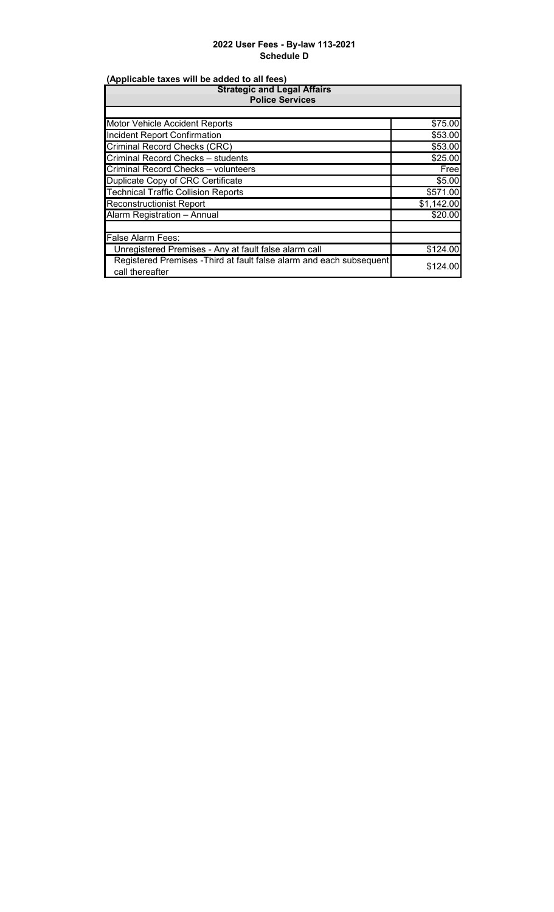## 2022 User Fees - By-law 113-2021
## Schedule D

**(Applicable taxes will be added to all fees)**

| **Strategic and Legal Affairs Police Services** | |
|---|---|
| | |
| Motor Vehicle Accident Reports | $75.00 |
| Incident Report Confirmation | $53.00 |
| Criminal Record Checks (CRC) | $53.00 |
| Criminal Record Checks – students | $25.00 |
| Criminal Record Checks – volunteers | Free |
| Duplicate Copy of CRC Certificate | $5.00 |
| Technical Traffic Collision Reports | $571.00 |
| Reconstructionist Report | $1,142.00 |
| Alarm Registration – Annual | $20.00 |
| | |
| False Alarm Fees: | |
| Unregistered Premises - Any at fault false alarm call | $124.00 |
| Registered Premises -Third at fault false alarm and each subsequent call thereafter | $124.00 |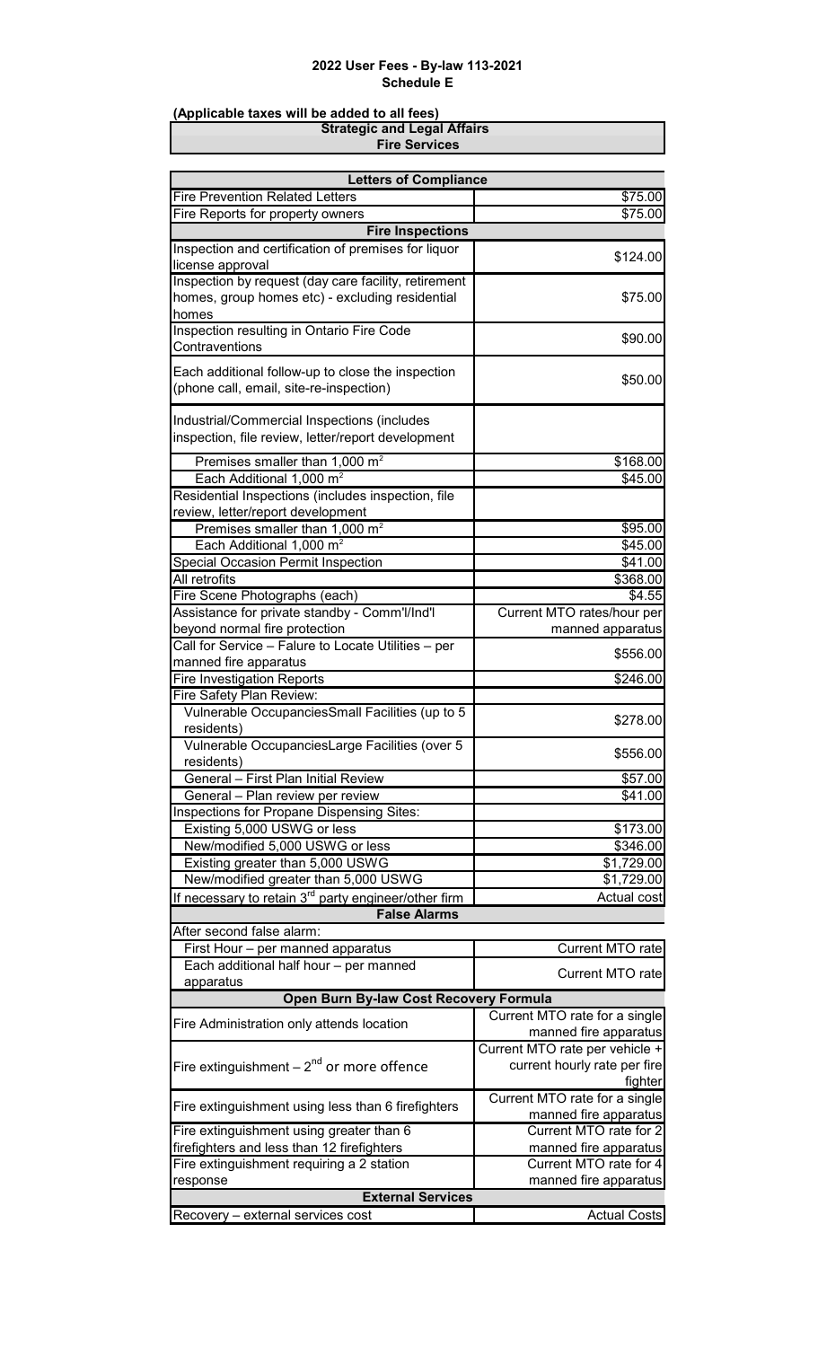# 2022 User Fees - By-law 113-2021
## Schedule E

**(Applicable taxes will be added to all fees)**

| Strategic and Legal Affairs<br>Fire Services | |
|---|---|
| **Letters of Compliance** | |
| Fire Prevention Related Letters | $75.00 |
| Fire Reports for property owners | $75.00 |
| **Fire Inspections** | |
| Inspection and certification of premises for liquor license approval | $124.00 |
| Inspection by request (day care facility, retirement homes, group homes etc) - excluding residential homes | $75.00 |
| Inspection resulting in Ontario Fire Code Contraventions | $90.00 |
| Each additional follow-up to close the inspection (phone call, email, site-re-inspection) | $50.00 |
| Industrial/Commercial Inspections (includes inspection, file review, letter/report development | |
| Premises smaller than 1,000 $m^2$ | $168.00 |
| Each Additional 1,000 $m^2$ | $45.00 |
| Residential Inspections (includes inspection, file review, letter/report development | |
| Premises smaller than 1,000 $m^2$ | $95.00 |
| Each Additional 1,000 $m^2$ | $45.00 |
| Special Occasion Permit Inspection | $41.00 |
| All retrofits | $368.00 |
| Fire Scene Photographs (each) | $4.55 |
| Assistance for private standby - Comm'l/Ind'l beyond normal fire protection | Current MTO rates/hour per manned apparatus |
| Call for Service – Falure to Locate Utilities – per manned fire apparatus | $556.00 |
| Fire Investigation Reports | $246.00 |
| Fire Safety Plan Review: | |
| Vulnerable OccupanciesSmall Facilities (up to 5 residents) | $278.00 |
| Vulnerable OccupanciesLarge Facilities (over 5 residents) | $556.00 |
| General – First Plan Initial Review | $57.00 |
| General – Plan review per review | $41.00 |
| Inspections for Propane Dispensing Sites: | |
| Existing 5,000 USWG or less | $173.00 |
| New/modified 5,000 USWG or less | $346.00 |
| Existing greater than 5,000 USWG | $1,729.00 |
| New/modified greater than 5,000 USWG | $1,729.00 |
| If necessary to retain 3rd party engineer/other firm | Actual cost |
| **False Alarms** | |
| After second false alarm: | |
| First Hour – per manned apparatus | Current MTO rate |
| Each additional half hour – per manned apparatus | Current MTO rate |
| **Open Burn By-law Cost Recovery Formula** | |
| Fire Administration only attends location | Current MTO rate for a single manned fire apparatus |
| Fire extinguishment – 2nd or more offence | Current MTO rate per vehicle + current hourly rate per fire fighter |
| Fire extinguishment using less than 6 firefighters | Current MTO rate for a single manned fire apparatus |
| Fire extinguishment using greater than 6 firefighters and less than 12 firefighters | Current MTO rate for 2 manned fire apparatus |
| Fire extinguishment requiring a 2 station response | Current MTO rate for 4 manned fire apparatus |
| **External Services** | |
| Recovery – external services cost | Actual Costs |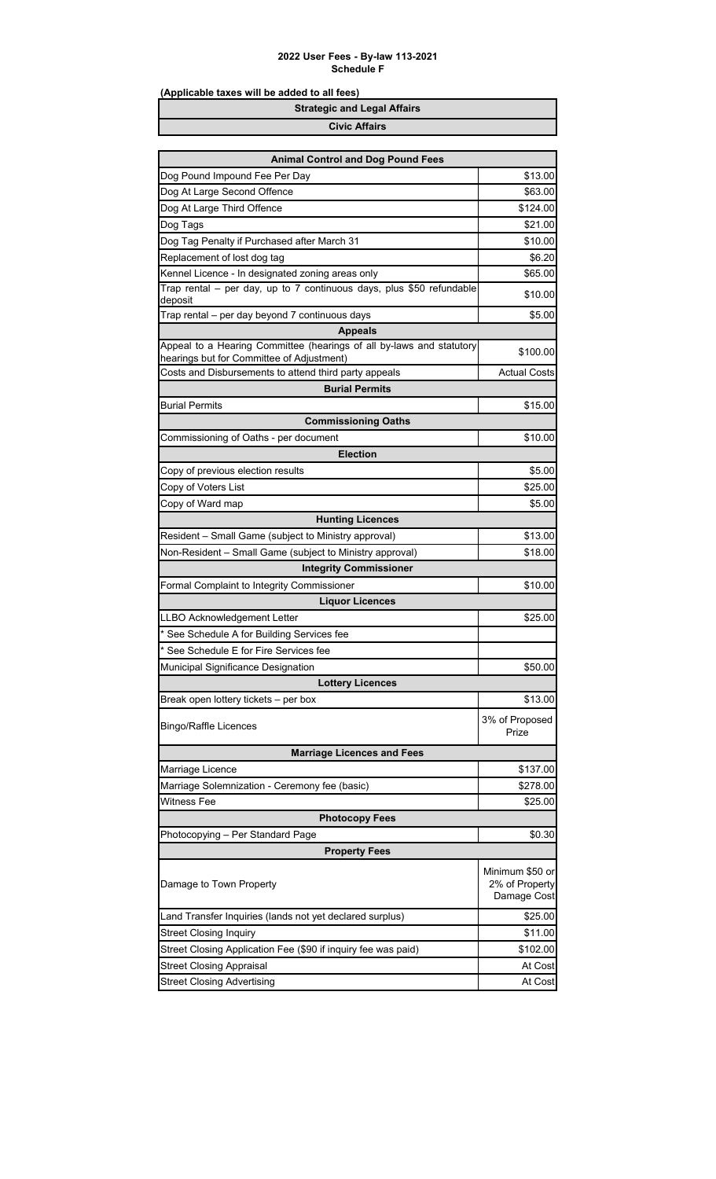**2022 User Fees - By-law 113-2021**
**Schedule F**

**(Applicable taxes will be added to all fees)**

**Strategic and Legal Affairs**

**Civic Affairs**

| Animal Control and Dog Pound Fees | |
|---|---|
| Dog Pound Impound Fee Per Day | $13.00 |
| Dog At Large Second Offence | $63.00 |
| Dog At Large Third Offence | $124.00 |
| Dog Tags | $21.00 |
| Dog Tag Penalty if Purchased after March 31 | $10.00 |
| Replacement of lost dog tag | $6.20 |
| Kennel Licence - In designated zoning areas only | $65.00 |
| Trap rental – per day, up to 7 continuous days, plus $50 refundable deposit | $10.00 |
| Trap rental – per day beyond 7 continuous days | $5.00 |
| **Appeals** | |
| Appeal to a Hearing Committee (hearings of all by-laws and statutory hearings but for Committee of Adjustment) | $100.00 |
| Costs and Disbursements to attend third party appeals | Actual Costs |
| **Burial Permits** | |
| Burial Permits | $15.00 |
| **Commissioning Oaths** | |
| Commissioning of Oaths - per document | $10.00 |
| **Election** | |
| Copy of previous election results | $5.00 |
| Copy of Voters List | $25.00 |
| Copy of Ward map | $5.00 |
| **Hunting Licences** | |
| Resident – Small Game (subject to Ministry approval) | $13.00 |
| Non-Resident – Small Game (subject to Ministry approval) | $18.00 |
| **Integrity Commissioner** | |
| Formal Complaint to Integrity Commissioner | $10.00 |
| **Liquor Licences** | |
| LLBO Acknowledgement Letter | $25.00 |
| * See Schedule A for Building Services fee | |
| * See Schedule E for Fire Services fee | |
| Municipal Significance Designation | $50.00 |
| **Lottery Licences** | |
| Break open lottery tickets – per box | $13.00 |
| Bingo/Raffle Licences | 3% of Proposed Prize |
| **Marriage Licences and Fees** | |
| Marriage Licence | $137.00 |
| Marriage Solemnization - Ceremony fee (basic) | $278.00 |
| Witness Fee | $25.00 |
| **Photocopy Fees** | |
| Photocopying – Per Standard Page | $0.30 |
| **Property Fees** | |
| Damage to Town Property | Minimum $50 or 2% of Property Damage Cost |
| Land Transfer Inquiries (lands not yet declared surplus) | $25.00 |
| Street Closing Inquiry | $11.00 |
| Street Closing Application Fee ($90 if inquiry fee was paid) | $102.00 |
| Street Closing Appraisal | At Cost |
| Street Closing Advertising | At Cost |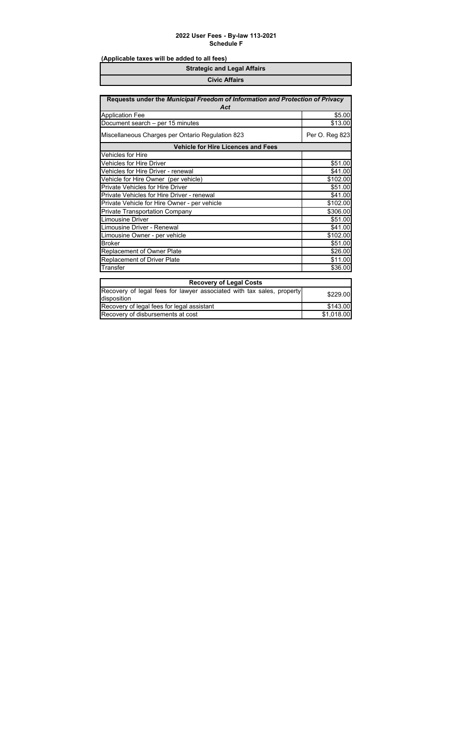**2022 User Fees - By-law 113-2021**
**Schedule F**

**(Applicable taxes will be added to all fees)**

| **Strategic and Legal Affairs** |
|---|
| **Civic Affairs** |

| **Requests under the *Municipal Freedom of Information and Protection of Privacy Act*** | |
|---|---|
| Application Fee | $5.00 |
| Document search – per 15 minutes | $13.00 |
| Miscellaneous Charges per Ontario Regulation 823 | Per O. Reg 823 |
| **Vehicle for Hire Licences and Fees** | |
| Vehicles for Hire | |
| Vehicles for Hire Driver | $51.00 |
| Vehicles for Hire Driver - renewal | $41.00 |
| Vehicle for Hire Owner (per vehicle) | $102.00 |
| Private Vehicles for Hire Driver | $51.00 |
| Private Vehicles for Hire Driver - renewal | $41.00 |
| Private Vehicle for Hire Owner - per vehicle | $102.00 |
| Private Transportation Company | $306.00 |
| Limousine Driver | $51.00 |
| Limousine Driver - Renewal | $41.00 |
| Limousine Owner - per vehicle | $102.00 |
| Broker | $51.00 |
| Replacement of Owner Plate | $26.00 |
| Replacement of Driver Plate | $11.00 |
| Transfer | $36.00 |

| **Recovery of Legal Costs** | |
|---|---|
| Recovery of legal fees for lawyer associated with tax sales, property disposition | $229.00 |
| Recovery of legal fees for legal assistant | $143.00 |
| Recovery of disbursements at cost | $1,018.00 |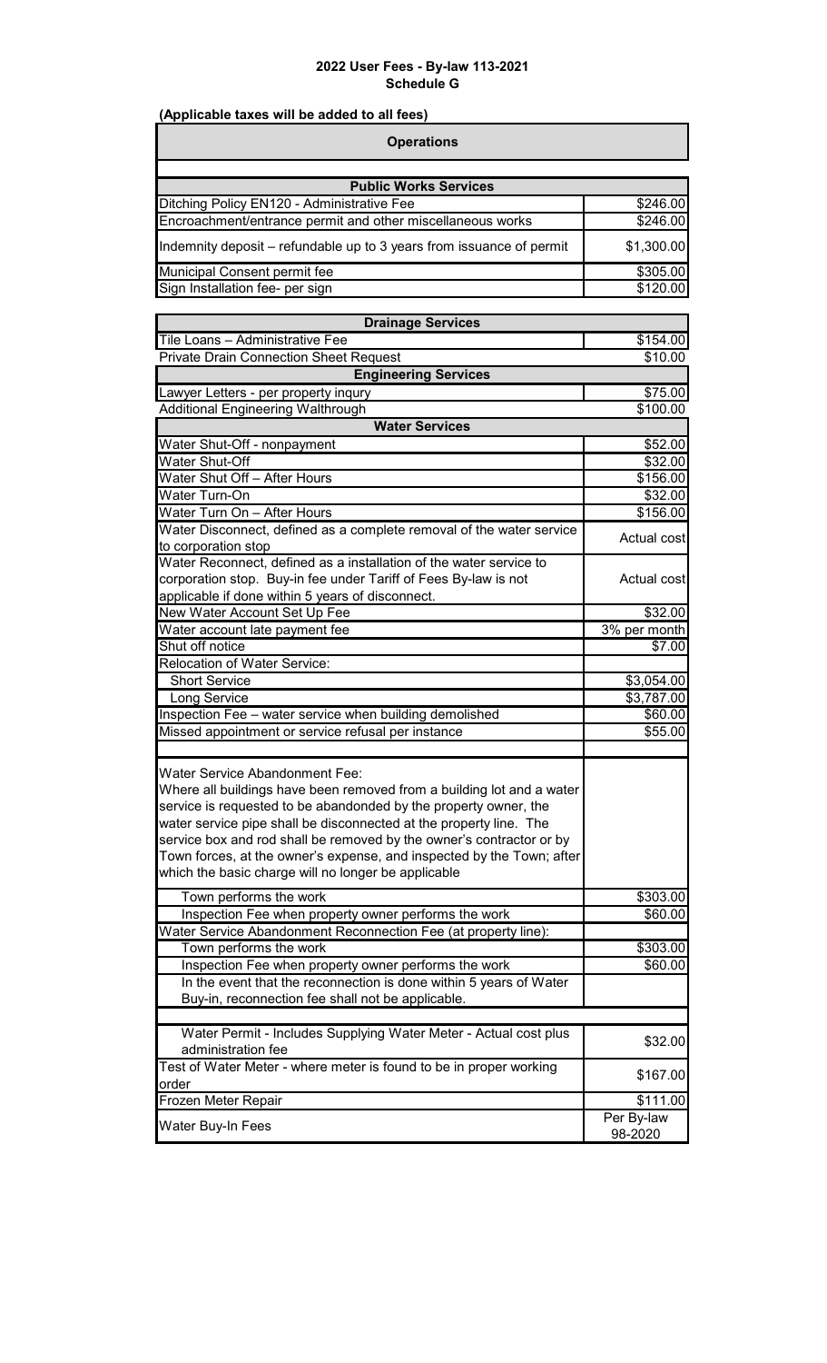# 2022 User Fees - By-law 113-2021
## Schedule G

**(Applicable taxes will be added to all fees)**

### Operations

| Public Works Services | |
|---|---|
| Ditching Policy EN120 - Administrative Fee | $246.00 |
| Encroachment/entrance permit and other miscellaneous works | $246.00 |
| Indemnity deposit – refundable up to 3 years from issuance of permit | $1,300.00 |
| Municipal Consent permit fee | $305.00 |
| Sign Installation fee- per sign | $120.00 |

| Drainage Services | |
|---|---|
| Tile Loans – Administrative Fee | $154.00 |
| Private Drain Connection Sheet Request | $10.00 |
| **Engineering Services** | |
| Lawyer Letters - per property inqury | $75.00 |
| Additional Engineering Walthrough | $100.00 |
| **Water Services** | |
| Water Shut-Off - nonpayment | $52.00 |
| Water Shut-Off | $32.00 |
| Water Shut Off – After Hours | $156.00 |
| Water Turn-On | $32.00 |
| Water Turn On – After Hours | $156.00 |
| Water Disconnect, defined as a complete removal of the water service to corporation stop | Actual cost |
| Water Reconnect, defined as a installation of the water service to corporation stop. Buy-in fee under Tariff of Fees By-law is not applicable if done within 5 years of disconnect. | Actual cost |
| New Water Account Set Up Fee | $32.00 |
| Water account late payment fee | 3% per month |
| Shut off notice | $7.00 |
| Relocation of Water Service: | |
| Short Service | $3,054.00 |
| Long Service | $3,787.00 |
| Inspection Fee – water service when building demolished | $60.00 |
| Missed appointment or service refusal per instance | $55.00 |
| | |
| Water Service Abandonment Fee: Where all buildings have been removed from a building lot and a water service is requested to be abandonded by the property owner, the water service pipe shall be disconnected at the property line. The service box and rod shall be removed by the owner's contractor or by Town forces, at the owner's expense, and inspected by the Town; after which the basic charge will no longer be applicable | |
| Town performs the work | $303.00 |
| Inspection Fee when property owner performs the work | $60.00 |
| Water Service Abandonment Reconnection Fee (at property line): | |
| Town performs the work | $303.00 |
| Inspection Fee when property owner performs the work | $60.00 |
| In the event that the reconnection is done within 5 years of Water Buy-in, reconnection fee shall not be applicable. | |
| | |
| Water Permit - Includes Supplying Water Meter - Actual cost plus administration fee | $32.00 |
| Test of Water Meter - where meter is found to be in proper working order | $167.00 |
| Frozen Meter Repair | $111.00 |
| Water Buy-In Fees | Per By-law 98-2020 |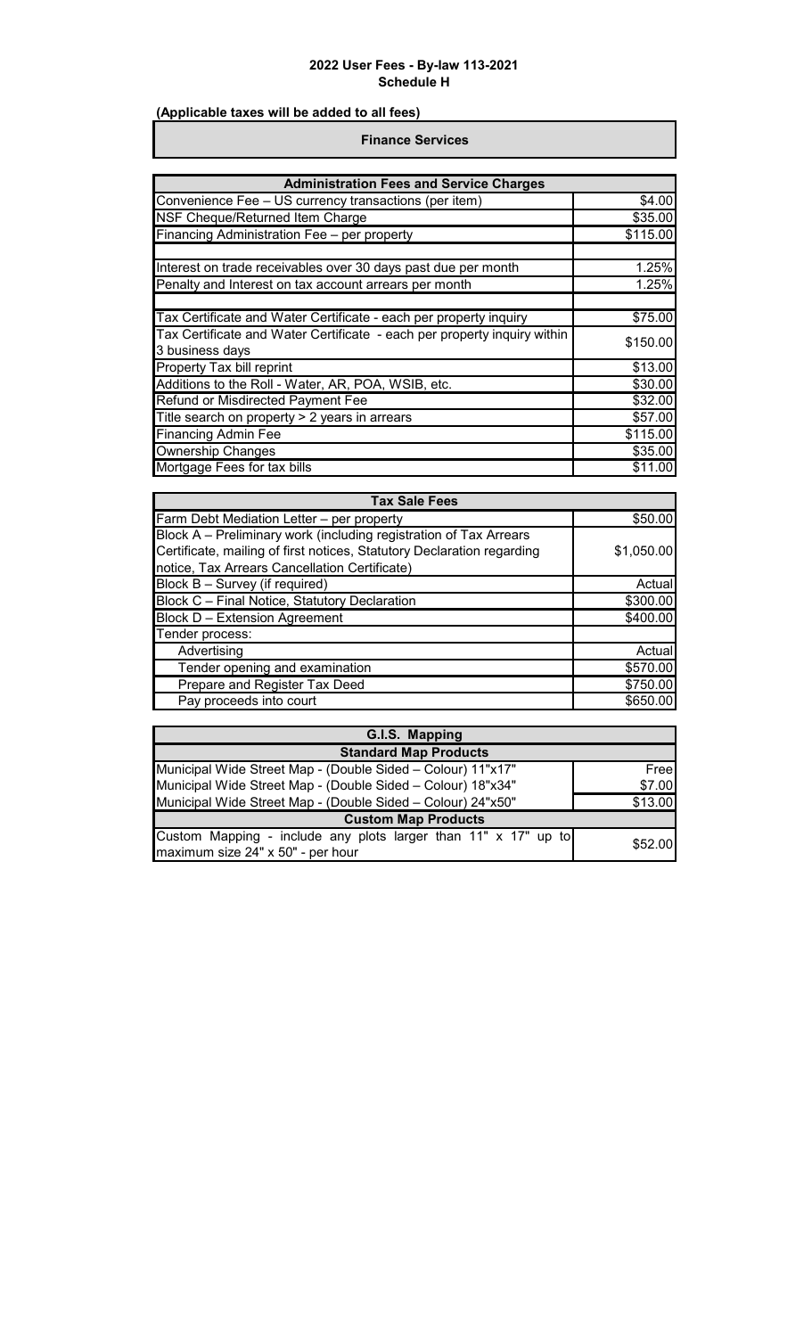**2022 User Fees - By-law 113-2021**
**Schedule H**

**(Applicable taxes will be added to all fees)**

## Finance Services

| Administration Fees and Service Charges | |
|---|---|
| Convenience Fee – US currency transactions (per item) | $4.00 |
| NSF Cheque/Returned Item Charge | $35.00 |
| Financing Administration Fee – per property | $115.00 |
| | |
| Interest on trade receivables over 30 days past due per month | 1.25% |
| Penalty and Interest on tax account arrears per month | 1.25% |
| | |
| Tax Certificate and Water Certificate - each per property inquiry | $75.00 |
| Tax Certificate and Water Certificate - each per property inquiry within 3 business days | $150.00 |
| Property Tax bill reprint | $13.00 |
| Additions to the Roll - Water, AR, POA, WSIB, etc. | $30.00 |
| Refund or Misdirected Payment Fee | $32.00 |
| Title search on property > 2 years in arrears | $57.00 |
| Financing Admin Fee | $115.00 |
| Ownership Changes | $35.00 |
| Mortgage Fees for tax bills | $11.00 |

| Tax Sale Fees | |
|---|---|
| Farm Debt Mediation Letter – per property | $50.00 |
| Block A – Preliminary work (including registration of Tax Arrears Certificate, mailing of first notices, Statutory Declaration regarding notice, Tax Arrears Cancellation Certificate) | $1,050.00 |
| Block B – Survey (if required) | Actual |
| Block C – Final Notice, Statutory Declaration | $300.00 |
| Block D – Extension Agreement | $400.00 |
| Tender process: | |
| Advertising | Actual |
| Tender opening and examination | $570.00 |
| Prepare and Register Tax Deed | $750.00 |
| Pay proceeds into court | $650.00 |

| G.I.S. Mapping | |
|---|---|
| **Standard Map Products** | |
| Municipal Wide Street Map - (Double Sided – Colour) 11"x17" | Free |
| Municipal Wide Street Map - (Double Sided – Colour) 18"x34" | $7.00 |
| Municipal Wide Street Map - (Double Sided – Colour) 24"x50" | $13.00 |
| **Custom Map Products** | |
| Custom Mapping - include any plots larger than 11" x 17" up to maximum size 24" x 50" - per hour | $52.00 |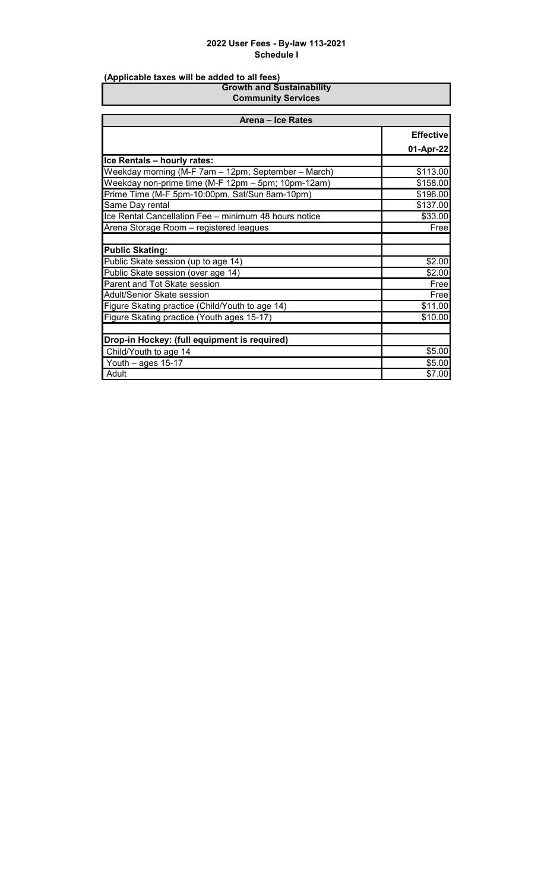**2022 User Fees - By-law 113-2021**
**Schedule I**

**(Applicable taxes will be added to all fees)**

**Growth and Sustainability**
**Community Services**

| Arena – Ice Rates | Effective 01-Apr-22 |
|---|---|
| **Ice Rentals – hourly rates:** | |
| Weekday morning (M-F 7am – 12pm; September – March) | $113.00 |
| Weekday non-prime time (M-F 12pm – 5pm; 10pm-12am) | $158.00 |
| Prime Time (M-F 5pm-10:00pm, Sat/Sun 8am-10pm) | $196.00 |
| Same Day rental | $137.00 |
| Ice Rental Cancellation Fee – minimum 48 hours notice | $33.00 |
| Arena Storage Room – registered leagues | Free |
| | |
| **Public Skating:** | |
| Public Skate session (up to age 14) | $2.00 |
| Public Skate session (over age 14) | $2.00 |
| Parent and Tot Skate session | Free |
| Adult/Senior Skate session | Free |
| Figure Skating practice (Child/Youth to age 14) | $11.00 |
| Figure Skating practice (Youth ages 15-17) | $10.00 |
| | |
| **Drop-in Hockey: (full equipment is required)** | |
| Child/Youth to age 14 | $5.00 |
| Youth – ages 15-17 | $5.00 |
| Adult | $7.00 |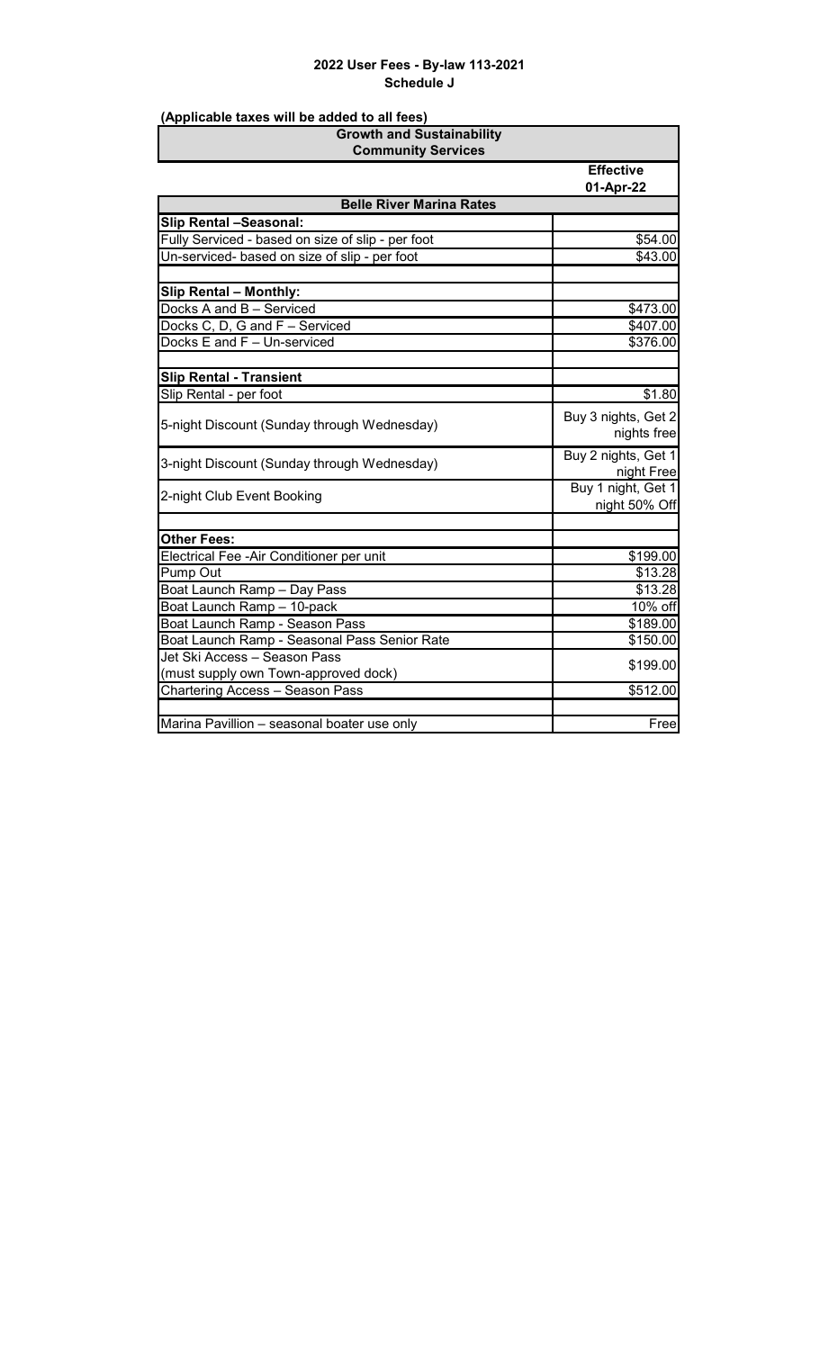## 2022 User Fees - By-law 113-2021
## Schedule J

**(Applicable taxes will be added to all fees)**

| Growth and Sustainability<br>Community Services | |
|---|---|
| | **Effective 01-Apr-22** |
| **Belle River Marina Rates** | |
| **Slip Rental –Seasonal:** | |
| Fully Serviced - based on size of slip - per foot | $54.00 |
| Un-serviced- based on size of slip - per foot | $43.00 |
| | |
| **Slip Rental – Monthly:** | |
| Docks A and B – Serviced | $473.00 |
| Docks C, D, G and F – Serviced | $407.00 |
| Docks E and F – Un-serviced | $376.00 |
| | |
| **Slip Rental - Transient** | |
| Slip Rental - per foot | $1.80 |
| 5-night Discount (Sunday through Wednesday) | Buy 3 nights, Get 2 nights free |
| 3-night Discount (Sunday through Wednesday) | Buy 2 nights, Get 1 night Free |
| 2-night Club Event Booking | Buy 1 night, Get 1 night 50% Off |
| | |
| **Other Fees:** | |
| Electrical Fee -Air Conditioner per unit | $199.00 |
| Pump Out | $13.28 |
| Boat Launch Ramp – Day Pass | $13.28 |
| Boat Launch Ramp – 10-pack | 10% off |
| Boat Launch Ramp - Season Pass | $189.00 |
| Boat Launch Ramp - Seasonal Pass Senior Rate | $150.00 |
| Jet Ski Access – Season Pass (must supply own Town-approved dock) | $199.00 |
| Chartering Access – Season Pass | $512.00 |
| | |
| Marina Pavillion – seasonal boater use only | Free |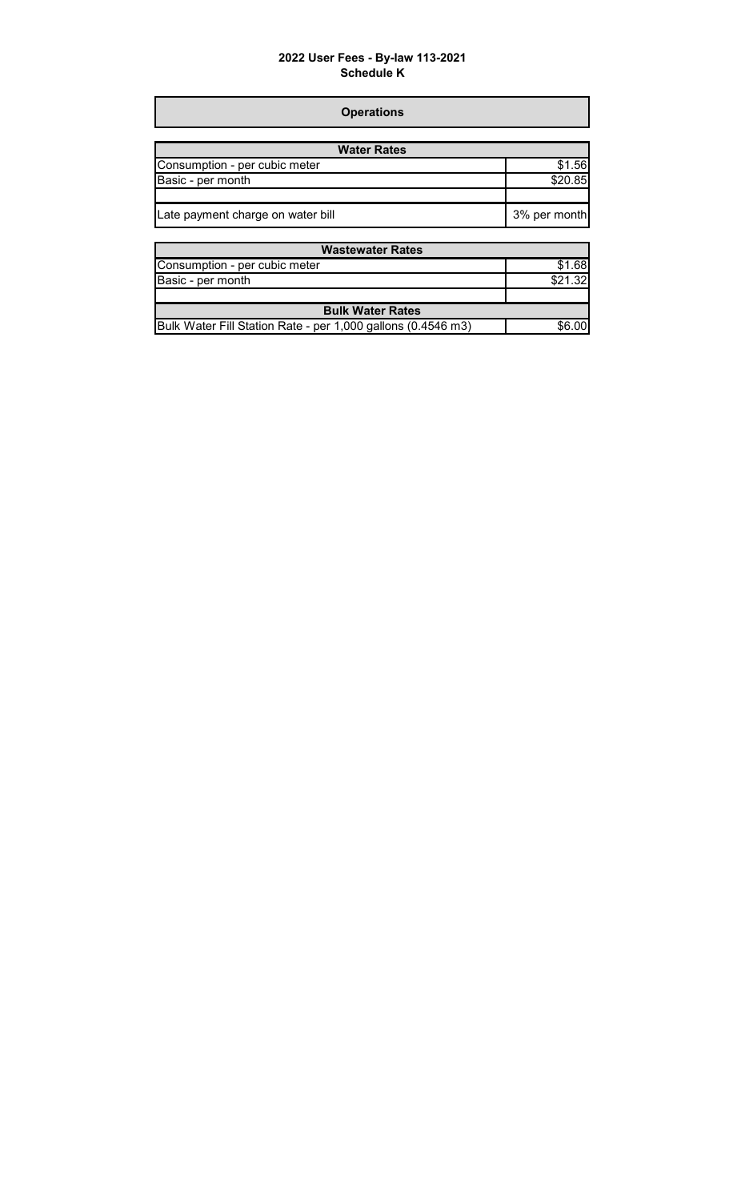**2022 User Fees - By-law 113-2021**
**Schedule K**

## Operations

| Water Rates | |
|---|---|
| Consumption - per cubic meter | $1.56 |
| Basic - per month | $20.85 |
| | |
| Late payment charge on water bill | 3% per month |

| Wastewater Rates | |
|---|---|
| Consumption - per cubic meter | $1.68 |
| Basic - per month | $21.32 |
| | |
| **Bulk Water Rates** | |
| Bulk Water Fill Station Rate - per 1,000 gallons (0.4546 m3) | $6.00 |